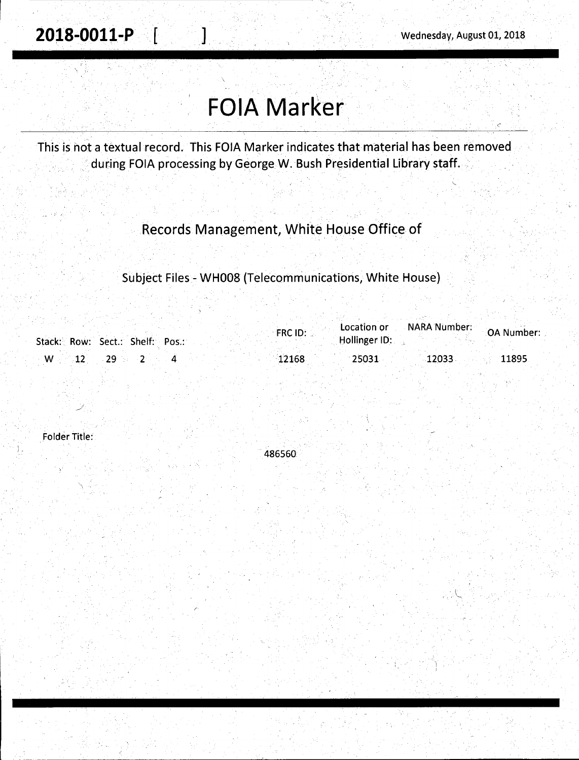**2018-0011-P [ ]** Wednesday, August 01, 2018

# FOIA Marker

This is not a textual record. This FOIA Marker indicates that material has been removed during FOIA processing by George W. Bush Presidential Library staff.

## Records Management, White House Office of

### Subject Files - WH008 (Telecommunications, White House)

| Stack: | Row: | Sect.: | Shelf: | Pos.: | FRC ID: | Location or Hollinger ID: | NARA Number: | OA Number: |
|---|---|---|---|---|---|---|---|---|
| W | 12 | 29 | 2 | 4 | 12168 | 25031 | 12033 | 11895 |

Folder Title:

486560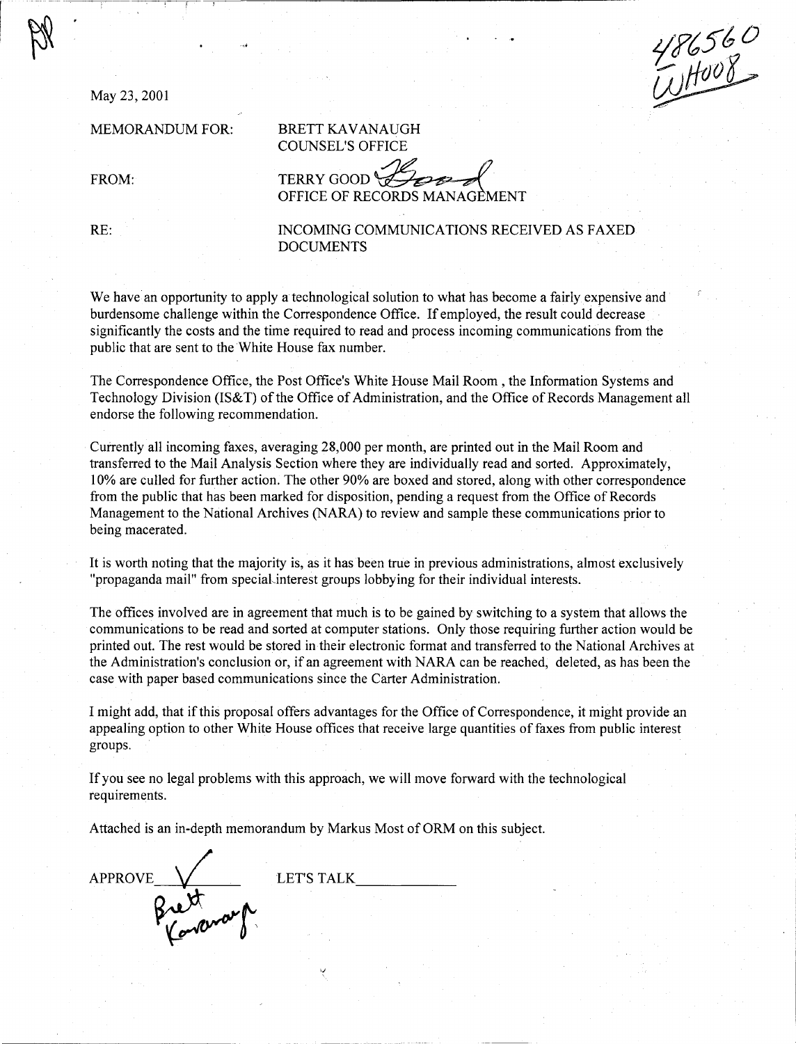478560
WH008

May 23, 2001

MEMORANDUM FOR: BRETT KAVANAUGH
COUNSEL'S OFFICE

FROM: TERRY GOOD
OFFICE OF RECORDS MANAGEMENT

RE: INCOMING COMMUNICATIONS RECEIVED AS FAXED DOCUMENTS

We have an opportunity to apply a technological solution to what has become a fairly expensive and burdensome challenge within the Correspondence Office. If employed, the result could decrease significantly the costs and the time required to read and process incoming communications from the public that are sent to the White House fax number.

The Correspondence Office, the Post Office's White House Mail Room , the Information Systems and Technology Division (IS&T) of the Office of Administration, and the Office of Records Management all endorse the following recommendation.

Currently all incoming faxes, averaging 28,000 per month, are printed out in the Mail Room and transferred to the Mail Analysis Section where they are individually read and sorted. Approximately, 10% are culled for further action. The other 90% are boxed and stored, along with other correspondence from the public that has been marked for disposition, pending a request from the Office of Records Management to the National Archives (NARA) to review and sample these communications prior to being macerated.

It is worth noting that the majority is, as it has been true in previous administrations, almost exclusively "propaganda mail" from special interest groups lobbying for their individual interests.

The offices involved are in agreement that much is to be gained by switching to a system that allows the communications to be read and sorted at computer stations. Only those requiring further action would be printed out. The rest would be stored in their electronic format and transferred to the National Archives at the Administration's conclusion or, if an agreement with NARA can be reached, deleted, as has been the case with paper based communications since the Carter Administration.

I might add, that if this proposal offers advantages for the Office of Correspondence, it might provide an appealing option to other White House offices that receive large quantities of faxes from public interest groups.

If you see no legal problems with this approach, we will move forward with the technological requirements.

Attached is an in-depth memorandum by Markus Most of ORM on this subject.

APPROVE ✓ LET'S TALK\_\_\_\_\_\_\_\_\_\_

Brett Kavanaugh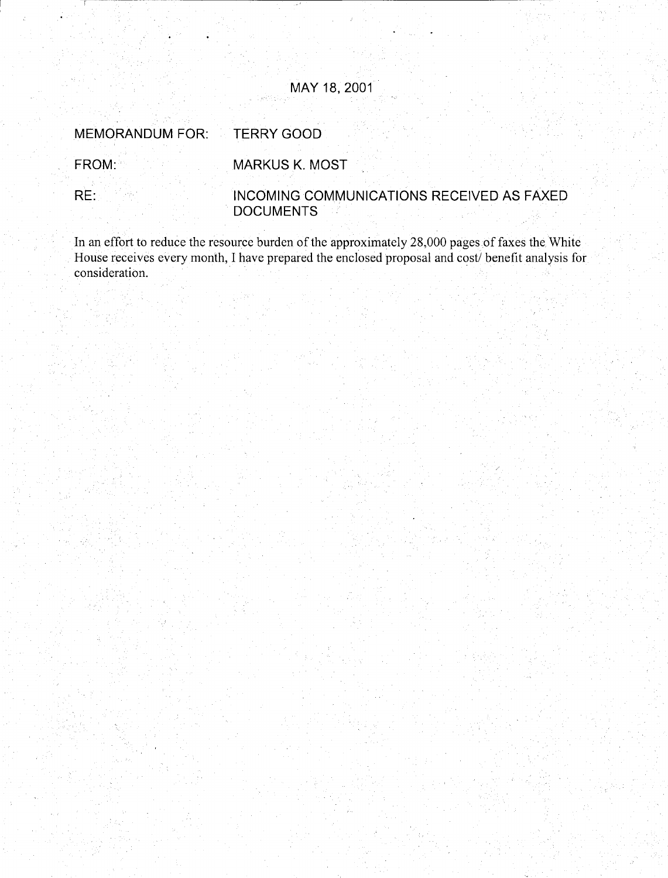MAY 18, 2001

MEMORANDUM FOR: TERRY GOOD

FROM: MARKUS K. MOST

RE: INCOMING COMMUNICATIONS RECEIVED AS FAXED DOCUMENTS

In an effort to reduce the resource burden of the approximately 28,000 pages of faxes the White House receives every month, I have prepared the enclosed proposal and cost/ benefit analysis for consideration.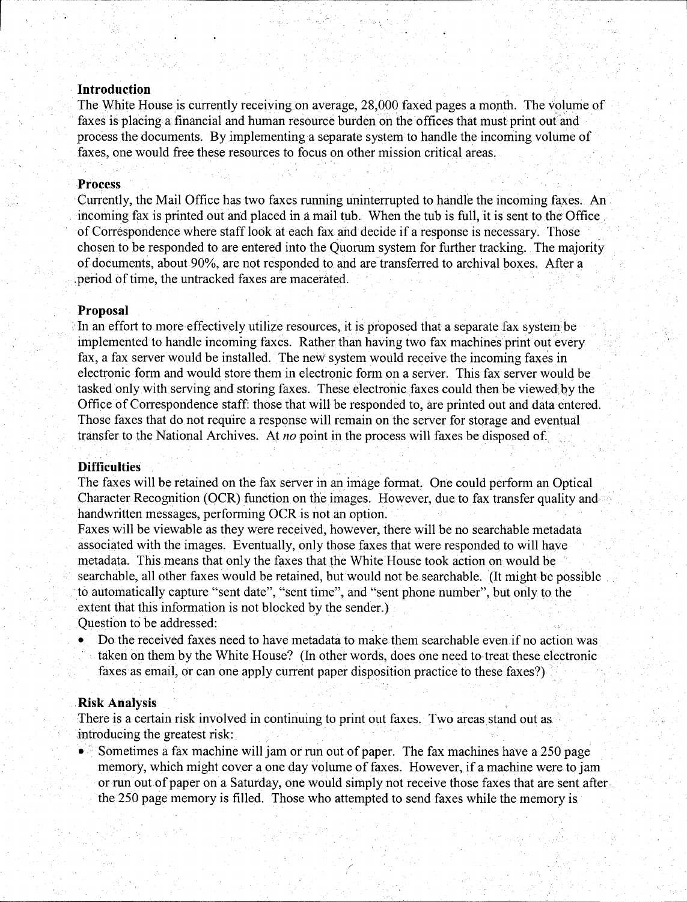**Introduction**

The White House is currently receiving on average, 28,000 faxed pages a month. The volume of faxes is placing a financial and human resource burden on the offices that must print out and process the documents. By implementing a separate system to handle the incoming volume of faxes, one would free these resources to focus on other mission critical areas.

**Process**

Currently, the Mail Office has two faxes running uninterrupted to handle the incoming faxes. An incoming fax is printed out and placed in a mail tub. When the tub is full, it is sent to the Office of Correspondence where staff look at each fax and decide if a response is necessary. Those chosen to be responded to are entered into the Quorum system for further tracking. The majority of documents, about 90%, are not responded to and are transferred to archival boxes. After a period of time, the untracked faxes are macerated.

**Proposal**

In an effort to more effectively utilize resources, it is proposed that a separate fax system be implemented to handle incoming faxes. Rather than having two fax machines print out every fax, a fax server would be installed. The new system would receive the incoming faxes in electronic form and would store them in electronic form on a server. This fax server would be tasked only with serving and storing faxes. These electronic faxes could then be viewed by the Office of Correspondence staff: those that will be responded to, are printed out and data entered. Those faxes that do not require a response will remain on the server for storage and eventual transfer to the National Archives. At *no* point in the process will faxes be disposed of.

**Difficulties**

The faxes will be retained on the fax server in an image format. One could perform an Optical Character Recognition (OCR) function on the images. However, due to fax transfer quality and handwritten messages, performing OCR is not an option.

Faxes will be viewable as they were received, however, there will be no searchable metadata associated with the images. Eventually, only those faxes that were responded to will have metadata. This means that only the faxes that the White House took action on would be searchable, all other faxes would be retained, but would not be searchable. (It might be possible to automatically capture "sent date", "sent time", and "sent phone number", but only to the extent that this information is not blocked by the sender.)

Question to be addressed:

- Do the received faxes need to have metadata to make them searchable even if no action was taken on them by the White House? (In other words, does one need to treat these electronic faxes as email, or can one apply current paper disposition practice to these faxes?)

**Risk Analysis**

There is a certain risk involved in continuing to print out faxes. Two areas stand out as introducing the greatest risk:

- Sometimes a fax machine will jam or run out of paper. The fax machines have a 250 page memory, which might cover a one day volume of faxes. However, if a machine were to jam or run out of paper on a Saturday, one would simply not receive those faxes that are sent after the 250 page memory is filled. Those who attempted to send faxes while the memory is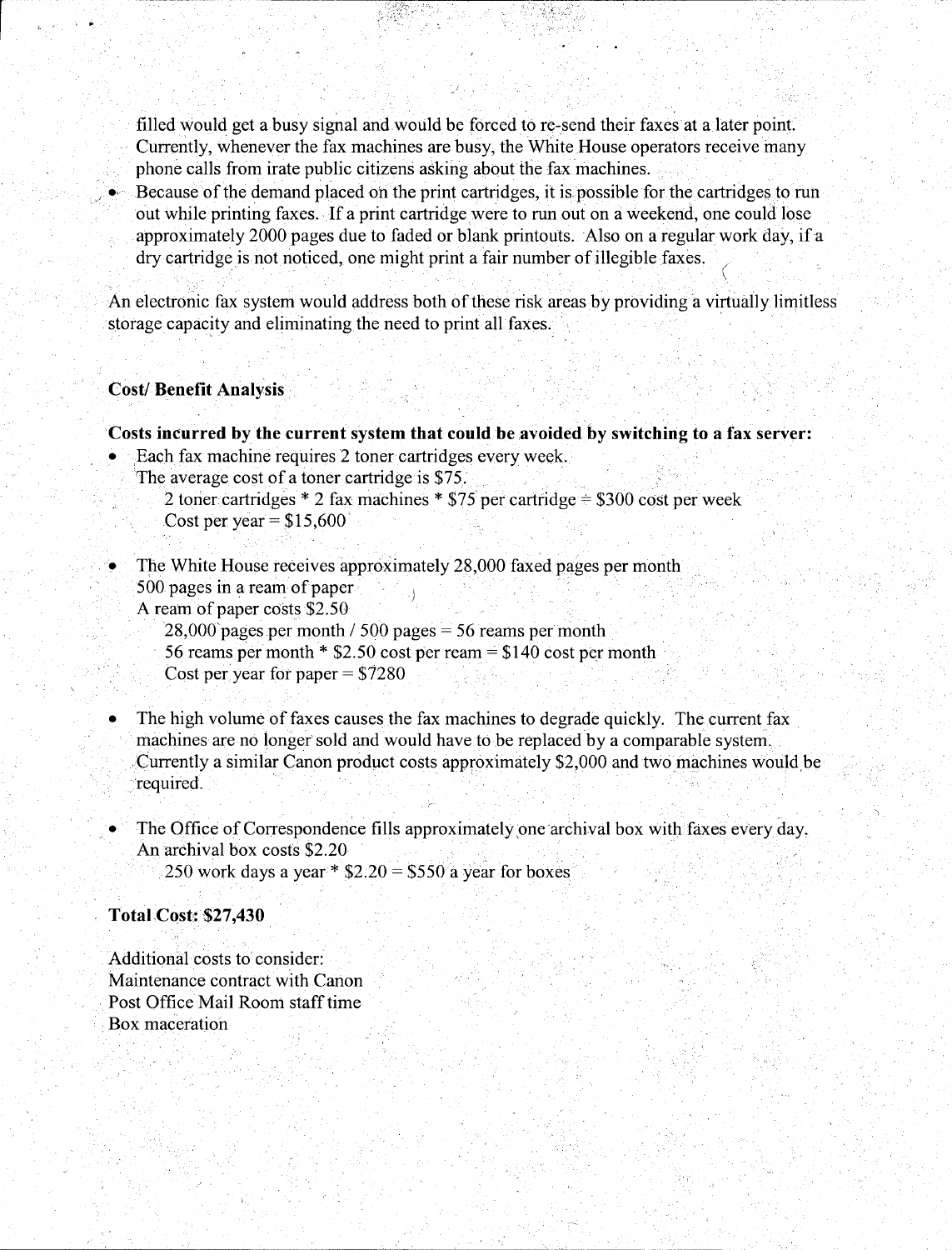filled would get a busy signal and would be forced to re-send their faxes at a later point. Currently, whenever the fax machines are busy, the White House operators receive many phone calls from irate public citizens asking about the fax machines.

- Because of the demand placed on the print cartridges, it is possible for the cartridges to run out while printing faxes. If a print cartridge were to run out on a weekend, one could lose approximately 2000 pages due to faded or blank printouts. Also on a regular work day, if a dry cartridge is not noticed, one might print a fair number of illegible faxes.

An electronic fax system would address both of these risk areas by providing a virtually limitless storage capacity and eliminating the need to print all faxes.

**Cost/ Benefit Analysis**

**Costs incurred by the current system that could be avoided by switching to a fax server:**

- Each fax machine requires 2 toner cartridges every week.
  The average cost of a toner cartridge is $75.
    2 toner cartridges * 2 fax machines * $75 per cartridge = $300 cost per week
    Cost per year = $15,600

- The White House receives approximately 28,000 faxed pages per month
  500 pages in a ream of paper
  A ream of paper costs $2.50
    28,000 pages per month / 500 pages = 56 reams per month
    56 reams per month * $2.50 cost per ream = $140 cost per month
    Cost per year for paper = $7280

- The high volume of faxes causes the fax machines to degrade quickly. The current fax machines are no longer sold and would have to be replaced by a comparable system. Currently a similar Canon product costs approximately $2,000 and two machines would be required.

- The Office of Correspondence fills approximately one archival box with faxes every day. An archival box costs $2.20
    250 work days a year * $2.20 = $550 a year for boxes

**Total Cost: $27,430**

Additional costs to consider:
Maintenance contract with Canon
Post Office Mail Room staff time
Box maceration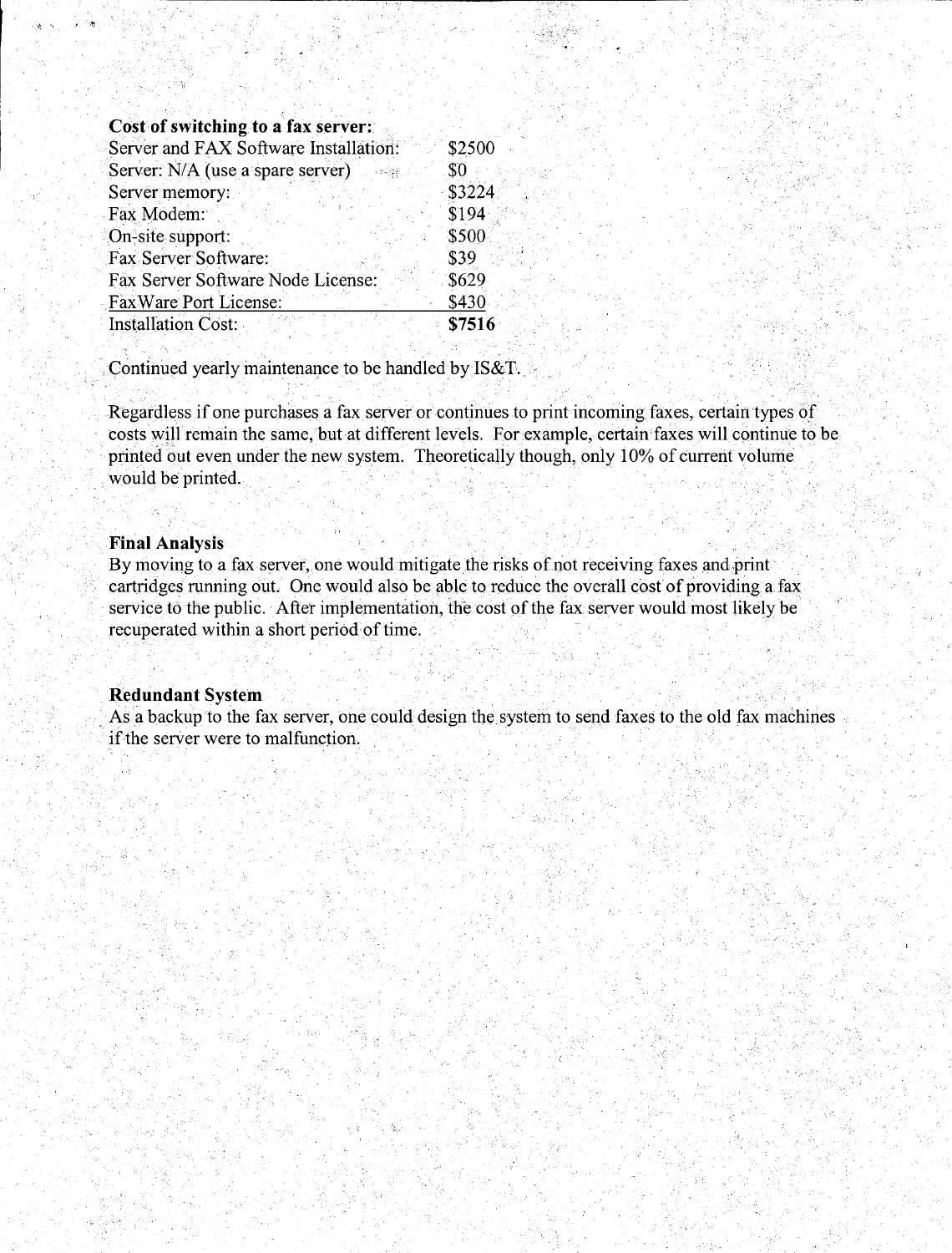**Cost of switching to a fax server:**

| | |
|---|---|
| Server and FAX Software Installation: | $2500 |
| Server: N/A (use a spare server) | $0 |
| Server memory: | $3224 |
| Fax Modem: | $194 |
| On-site support: | $500 |
| Fax Server Software: | $39 |
| Fax Server Software Node License: | $629 |
| FaxWare Port License: | $430 |
| Installation Cost: | **$7516** |

Continued yearly maintenance to be handled by IS&T.

Regardless if one purchases a fax server or continues to print incoming faxes, certain types of costs will remain the same, but at different levels. For example, certain faxes will continue to be printed out even under the new system. Theoretically though, only 10% of current volume would be printed.

**Final Analysis**

By moving to a fax server, one would mitigate the risks of not receiving faxes and print cartridges running out. One would also be able to reduce the overall cost of providing a fax service to the public. After implementation, the cost of the fax server would most likely be recuperated within a short period of time.

**Redundant System**

As a backup to the fax server, one could design the system to send faxes to the old fax machines if the server were to malfunction.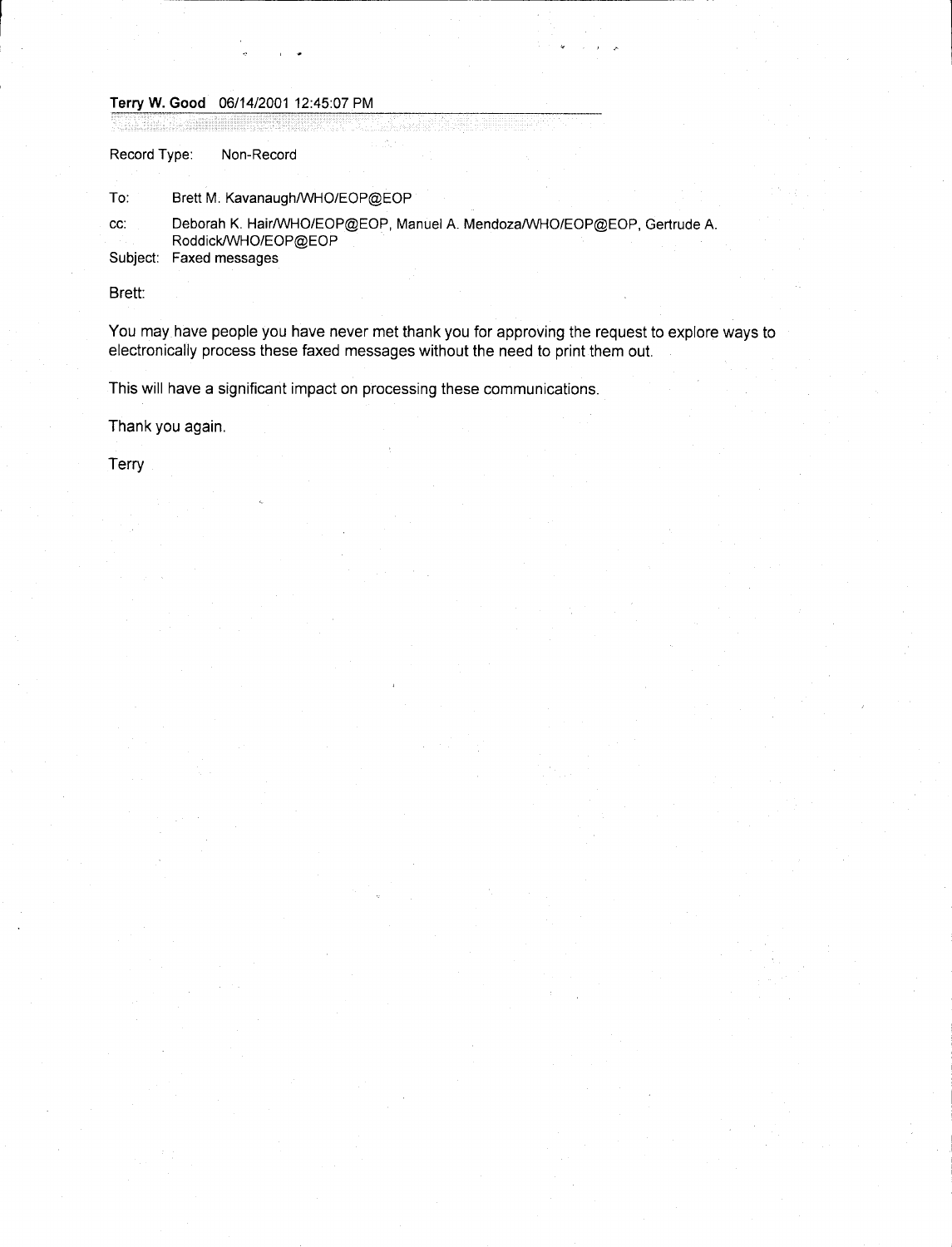**Terry W. Good** 06/14/2001 12:45:07 PM

Record Type: Non-Record

To: Brett M. Kavanaugh/WHO/EOP@EOP

cc: Deborah K. Hair/WHO/EOP@EOP, Manuel A. Mendoza/WHO/EOP@EOP, Gertrude A. Roddick/WHO/EOP@EOP

Subject: Faxed messages

Brett:

You may have people you have never met thank you for approving the request to explore ways to electronically process these faxed messages without the need to print them out.

This will have a significant impact on processing these communications.

Thank you again.

Terry